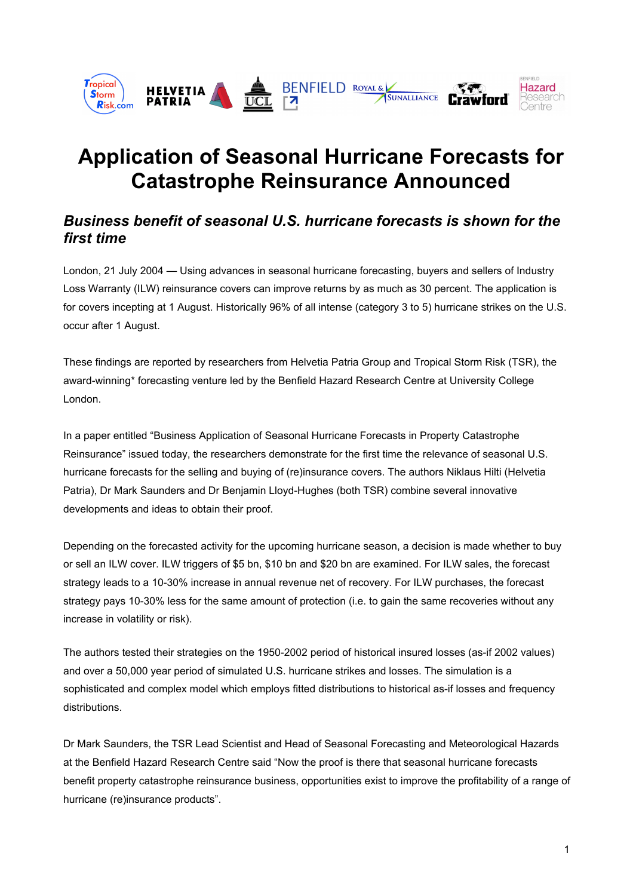# Application of Seasonal Hurricane Forecasts for Catastrophe Reinsurance Announced

## *Business benefit of seasonal U.S. hurricane forecasts is shown for the first time*

London, 21 July 2004 — Using advances in seasonal hurricane forecasting, buyers and sellers of Industry Loss Warranty (ILW) reinsurance covers can improve returns by as much as 30 percent. The application is for covers incepting at 1 August. Historically 96% of all intense (category 3 to 5) hurricane strikes on the U.S. occur after 1 August.

These findings are reported by researchers from Helvetia Patria Group and Tropical Storm Risk (TSR), the award-winning* forecasting venture led by the Benfield Hazard Research Centre at University College London.

In a paper entitled “Business Application of Seasonal Hurricane Forecasts in Property Catastrophe Reinsurance” issued today, the researchers demonstrate for the first time the relevance of seasonal U.S. hurricane forecasts for the selling and buying of (re)insurance covers. The authors Niklaus Hilti (Helvetia Patria), Dr Mark Saunders and Dr Benjamin Lloyd-Hughes (both TSR) combine several innovative developments and ideas to obtain their proof.

Depending on the forecasted activity for the upcoming hurricane season, a decision is made whether to buy or sell an ILW cover. ILW triggers of $5 bn, $10 bn and $20 bn are examined. For ILW sales, the forecast strategy leads to a 10-30% increase in annual revenue net of recovery. For ILW purchases, the forecast strategy pays 10-30% less for the same amount of protection (i.e. to gain the same recoveries without any increase in volatility or risk).

The authors tested their strategies on the 1950-2002 period of historical insured losses (as-if 2002 values) and over a 50,000 year period of simulated U.S. hurricane strikes and losses. The simulation is a sophisticated and complex model which employs fitted distributions to historical as-if losses and frequency distributions.

Dr Mark Saunders, the TSR Lead Scientist and Head of Seasonal Forecasting and Meteorological Hazards at the Benfield Hazard Research Centre said “Now the proof is there that seasonal hurricane forecasts benefit property catastrophe reinsurance business, opportunities exist to improve the profitability of a range of hurricane (re)insurance products”.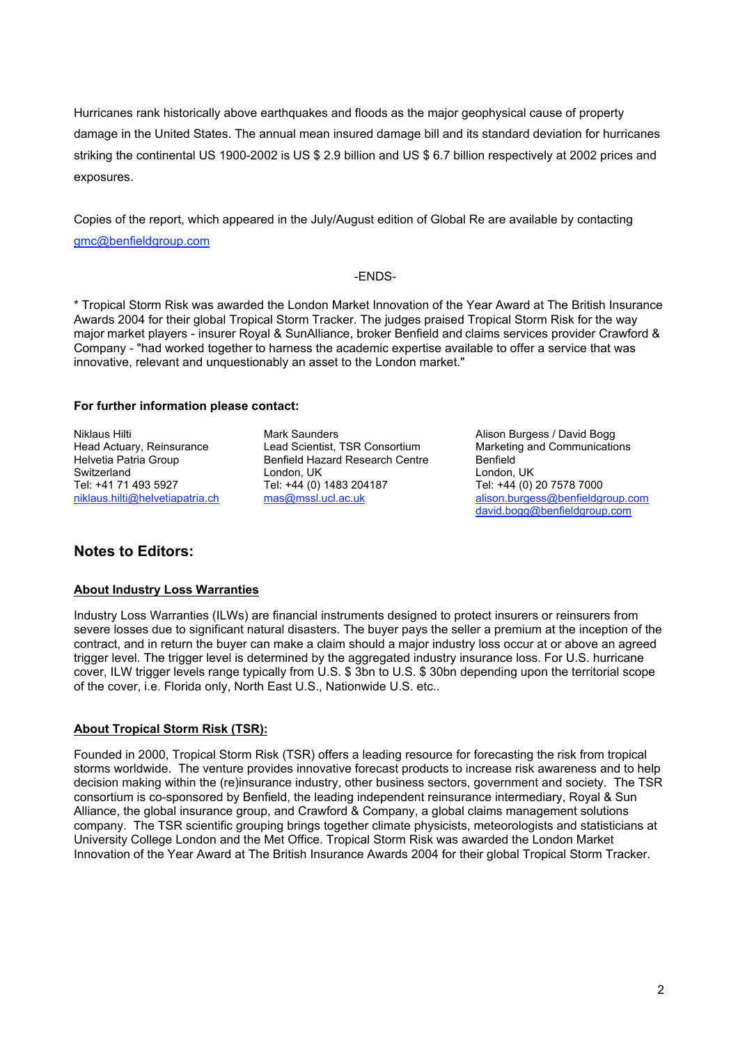Hurricanes rank historically above earthquakes and floods as the major geophysical cause of property damage in the United States. The annual mean insured damage bill and its standard deviation for hurricanes striking the continental US 1900-2002 is US $ 2.9 billion and US $ 6.7 billion respectively at 2002 prices and exposures.

Copies of the report, which appeared in the July/August edition of Global Re are available by contacting gmc@benfieldgroup.com

-ENDS-

* Tropical Storm Risk was awarded the London Market Innovation of the Year Award at The British Insurance Awards 2004 for their global Tropical Storm Tracker. The judges praised Tropical Storm Risk for the way major market players - insurer Royal & SunAlliance, broker Benfield and claims services provider Crawford & Company - "had worked together to harness the academic expertise available to offer a service that was innovative, relevant and unquestionably an asset to the London market."

**For further information please contact:**

Niklaus Hilti
Head Actuary, Reinsurance
Helvetia Patria Group
Switzerland
Tel: +41 71 493 5927
niklaus.hilti@helvetiapatria.ch

Mark Saunders
Lead Scientist, TSR Consortium
Benfield Hazard Research Centre
London, UK
Tel: +44 (0) 1483 204187
mas@mssl.ucl.ac.uk

Alison Burgess / David Bogg
Marketing and Communications
Benfield
London, UK
Tel: +44 (0) 20 7578 7000
alison.burgess@benfieldgroup.com
david.bogg@benfieldgroup.com

## Notes to Editors:

### About Industry Loss Warranties

Industry Loss Warranties (ILWs) are financial instruments designed to protect insurers or reinsurers from severe losses due to significant natural disasters. The buyer pays the seller a premium at the inception of the contract, and in return the buyer can make a claim should a major industry loss occur at or above an agreed trigger level. The trigger level is determined by the aggregated industry insurance loss. For U.S. hurricane cover, ILW trigger levels range typically from U.S. $ 3bn to U.S. $ 30bn depending upon the territorial scope of the cover, i.e. Florida only, North East U.S., Nationwide U.S. etc..

### About Tropical Storm Risk (TSR):

Founded in 2000, Tropical Storm Risk (TSR) offers a leading resource for forecasting the risk from tropical storms worldwide. The venture provides innovative forecast products to increase risk awareness and to help decision making within the (re)insurance industry, other business sectors, government and society. The TSR consortium is co-sponsored by Benfield, the leading independent reinsurance intermediary, Royal & Sun Alliance, the global insurance group, and Crawford & Company, a global claims management solutions company. The TSR scientific grouping brings together climate physicists, meteorologists and statisticians at University College London and the Met Office. Tropical Storm Risk was awarded the London Market Innovation of the Year Award at The British Insurance Awards 2004 for their global Tropical Storm Tracker.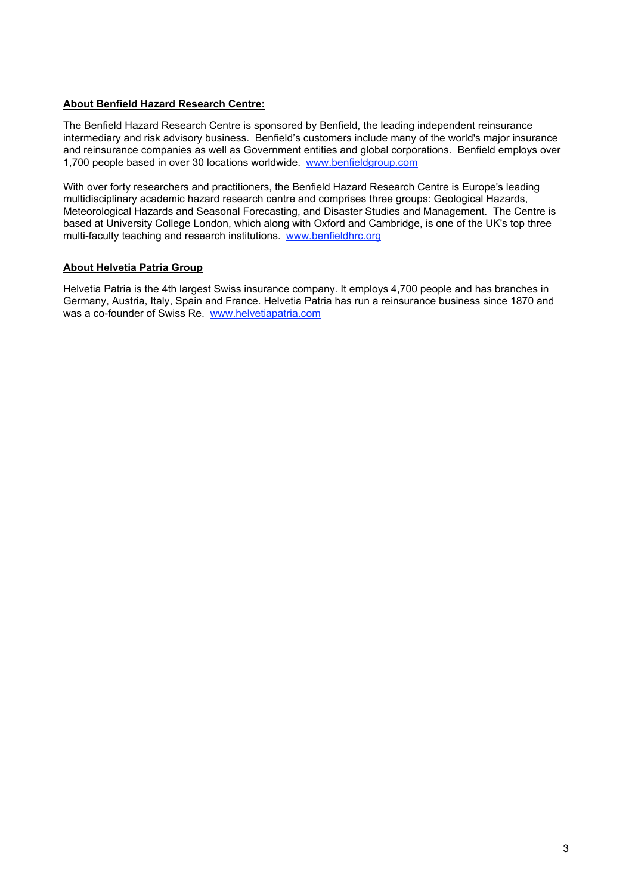**About Benfield Hazard Research Centre:**

The Benfield Hazard Research Centre is sponsored by Benfield, the leading independent reinsurance intermediary and risk advisory business. Benfield's customers include many of the world's major insurance and reinsurance companies as well as Government entities and global corporations. Benfield employs over 1,700 people based in over 30 locations worldwide. www.benfieldgroup.com

With over forty researchers and practitioners, the Benfield Hazard Research Centre is Europe's leading multidisciplinary academic hazard research centre and comprises three groups: Geological Hazards, Meteorological Hazards and Seasonal Forecasting, and Disaster Studies and Management. The Centre is based at University College London, which along with Oxford and Cambridge, is one of the UK's top three multi-faculty teaching and research institutions. www.benfieldhrc.org

**About Helvetia Patria Group**

Helvetia Patria is the 4th largest Swiss insurance company. It employs 4,700 people and has branches in Germany, Austria, Italy, Spain and France. Helvetia Patria has run a reinsurance business since 1870 and was a co-founder of Swiss Re. www.helvetiapatria.com